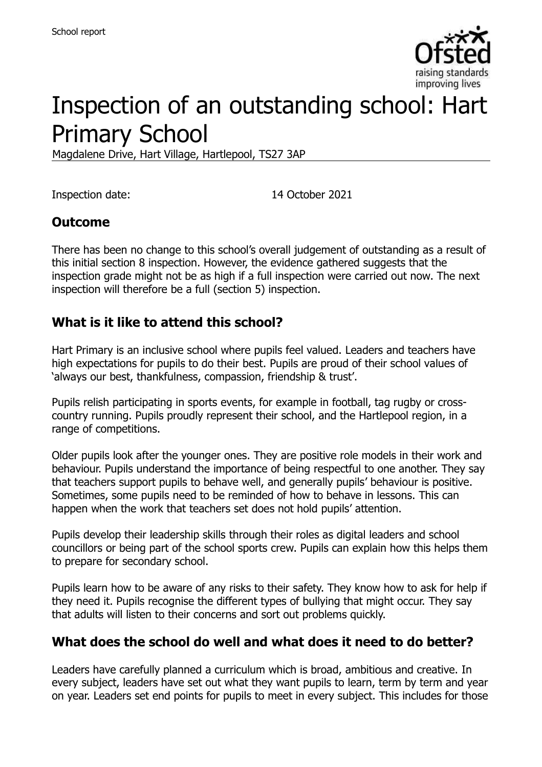School report

# Inspection of an outstanding school: Hart Primary School

Magdalene Drive, Hart Village, Hartlepool, TS27 3AP

Inspection date: 14 October 2021

## Outcome

There has been no change to this school's overall judgement of outstanding as a result of this initial section 8 inspection. However, the evidence gathered suggests that the inspection grade might not be as high if a full inspection were carried out now. The next inspection will therefore be a full (section 5) inspection.

## What is it like to attend this school?

Hart Primary is an inclusive school where pupils feel valued. Leaders and teachers have high expectations for pupils to do their best. Pupils are proud of their school values of 'always our best, thankfulness, compassion, friendship & trust'.

Pupils relish participating in sports events, for example in football, tag rugby or cross-country running. Pupils proudly represent their school, and the Hartlepool region, in a range of competitions.

Older pupils look after the younger ones. They are positive role models in their work and behaviour. Pupils understand the importance of being respectful to one another. They say that teachers support pupils to behave well, and generally pupils' behaviour is positive. Sometimes, some pupils need to be reminded of how to behave in lessons. This can happen when the work that teachers set does not hold pupils' attention.

Pupils develop their leadership skills through their roles as digital leaders and school councillors or being part of the school sports crew. Pupils can explain how this helps them to prepare for secondary school.

Pupils learn how to be aware of any risks to their safety. They know how to ask for help if they need it. Pupils recognise the different types of bullying that might occur. They say that adults will listen to their concerns and sort out problems quickly.

## What does the school do well and what does it need to do better?

Leaders have carefully planned a curriculum which is broad, ambitious and creative. In every subject, leaders have set out what they want pupils to learn, term by term and year on year. Leaders set end points for pupils to meet in every subject. This includes for those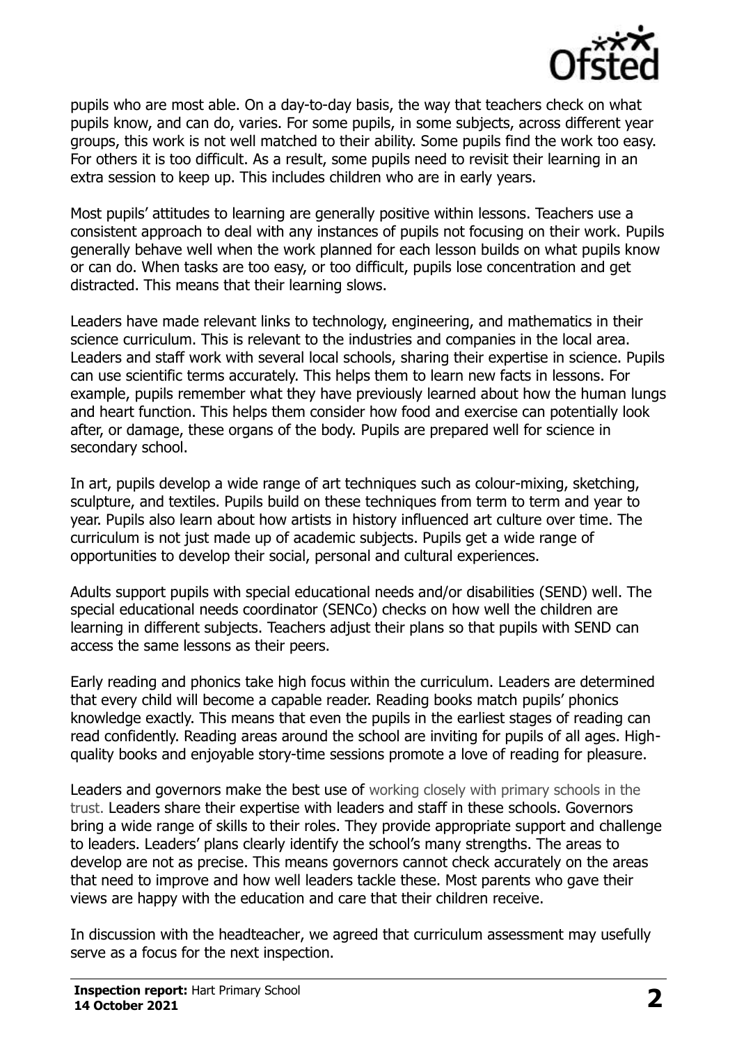pupils who are most able. On a day-to-day basis, the way that teachers check on what pupils know, and can do, varies. For some pupils, in some subjects, across different year groups, this work is not well matched to their ability. Some pupils find the work too easy. For others it is too difficult. As a result, some pupils need to revisit their learning in an extra session to keep up. This includes children who are in early years.

Most pupils' attitudes to learning are generally positive within lessons. Teachers use a consistent approach to deal with any instances of pupils not focusing on their work. Pupils generally behave well when the work planned for each lesson builds on what pupils know or can do. When tasks are too easy, or too difficult, pupils lose concentration and get distracted. This means that their learning slows.

Leaders have made relevant links to technology, engineering, and mathematics in their science curriculum. This is relevant to the industries and companies in the local area. Leaders and staff work with several local schools, sharing their expertise in science. Pupils can use scientific terms accurately. This helps them to learn new facts in lessons. For example, pupils remember what they have previously learned about how the human lungs and heart function. This helps them consider how food and exercise can potentially look after, or damage, these organs of the body. Pupils are prepared well for science in secondary school.

In art, pupils develop a wide range of art techniques such as colour-mixing, sketching, sculpture, and textiles. Pupils build on these techniques from term to term and year to year. Pupils also learn about how artists in history influenced art culture over time. The curriculum is not just made up of academic subjects. Pupils get a wide range of opportunities to develop their social, personal and cultural experiences.

Adults support pupils with special educational needs and/or disabilities (SEND) well. The special educational needs coordinator (SENCo) checks on how well the children are learning in different subjects. Teachers adjust their plans so that pupils with SEND can access the same lessons as their peers.

Early reading and phonics take high focus within the curriculum. Leaders are determined that every child will become a capable reader. Reading books match pupils' phonics knowledge exactly. This means that even the pupils in the earliest stages of reading can read confidently. Reading areas around the school are inviting for pupils of all ages. High-quality books and enjoyable story-time sessions promote a love of reading for pleasure.

Leaders and governors make the best use of working closely with primary schools in the trust. Leaders share their expertise with leaders and staff in these schools. Governors bring a wide range of skills to their roles. They provide appropriate support and challenge to leaders. Leaders' plans clearly identify the school's many strengths. The areas to develop are not as precise. This means governors cannot check accurately on the areas that need to improve and how well leaders tackle these. Most parents who gave their views are happy with the education and care that their children receive.

In discussion with the headteacher, we agreed that curriculum assessment may usefully serve as a focus for the next inspection.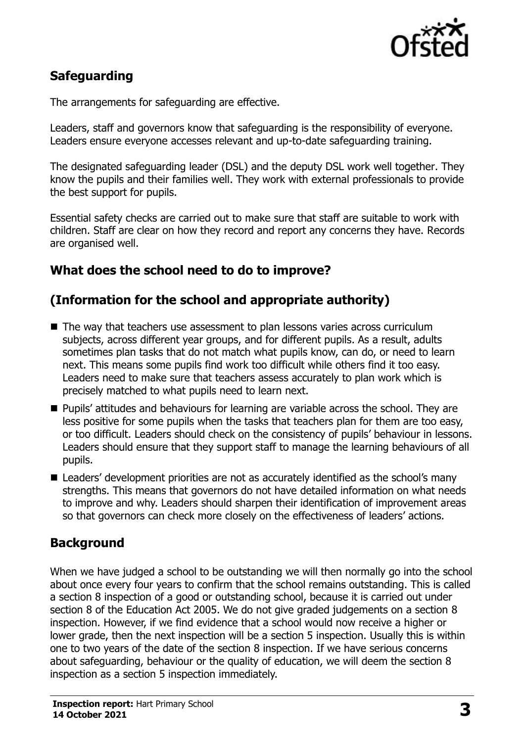## Safeguarding

The arrangements for safeguarding are effective.

Leaders, staff and governors know that safeguarding is the responsibility of everyone. Leaders ensure everyone accesses relevant and up-to-date safeguarding training.

The designated safeguarding leader (DSL) and the deputy DSL work well together. They know the pupils and their families well. They work with external professionals to provide the best support for pupils.

Essential safety checks are carried out to make sure that staff are suitable to work with children. Staff are clear on how they record and report any concerns they have. Records are organised well.

## What does the school need to do to improve?

## (Information for the school and appropriate authority)

- The way that teachers use assessment to plan lessons varies across curriculum subjects, across different year groups, and for different pupils. As a result, adults sometimes plan tasks that do not match what pupils know, can do, or need to learn next. This means some pupils find work too difficult while others find it too easy. Leaders need to make sure that teachers assess accurately to plan work which is precisely matched to what pupils need to learn next.
- Pupils' attitudes and behaviours for learning are variable across the school. They are less positive for some pupils when the tasks that teachers plan for them are too easy, or too difficult. Leaders should check on the consistency of pupils' behaviour in lessons. Leaders should ensure that they support staff to manage the learning behaviours of all pupils.
- Leaders' development priorities are not as accurately identified as the school's many strengths. This means that governors do not have detailed information on what needs to improve and why. Leaders should sharpen their identification of improvement areas so that governors can check more closely on the effectiveness of leaders' actions.

## Background

When we have judged a school to be outstanding we will then normally go into the school about once every four years to confirm that the school remains outstanding. This is called a section 8 inspection of a good or outstanding school, because it is carried out under section 8 of the Education Act 2005. We do not give graded judgements on a section 8 inspection. However, if we find evidence that a school would now receive a higher or lower grade, then the next inspection will be a section 5 inspection. Usually this is within one to two years of the date of the section 8 inspection. If we have serious concerns about safeguarding, behaviour or the quality of education, we will deem the section 8 inspection as a section 5 inspection immediately.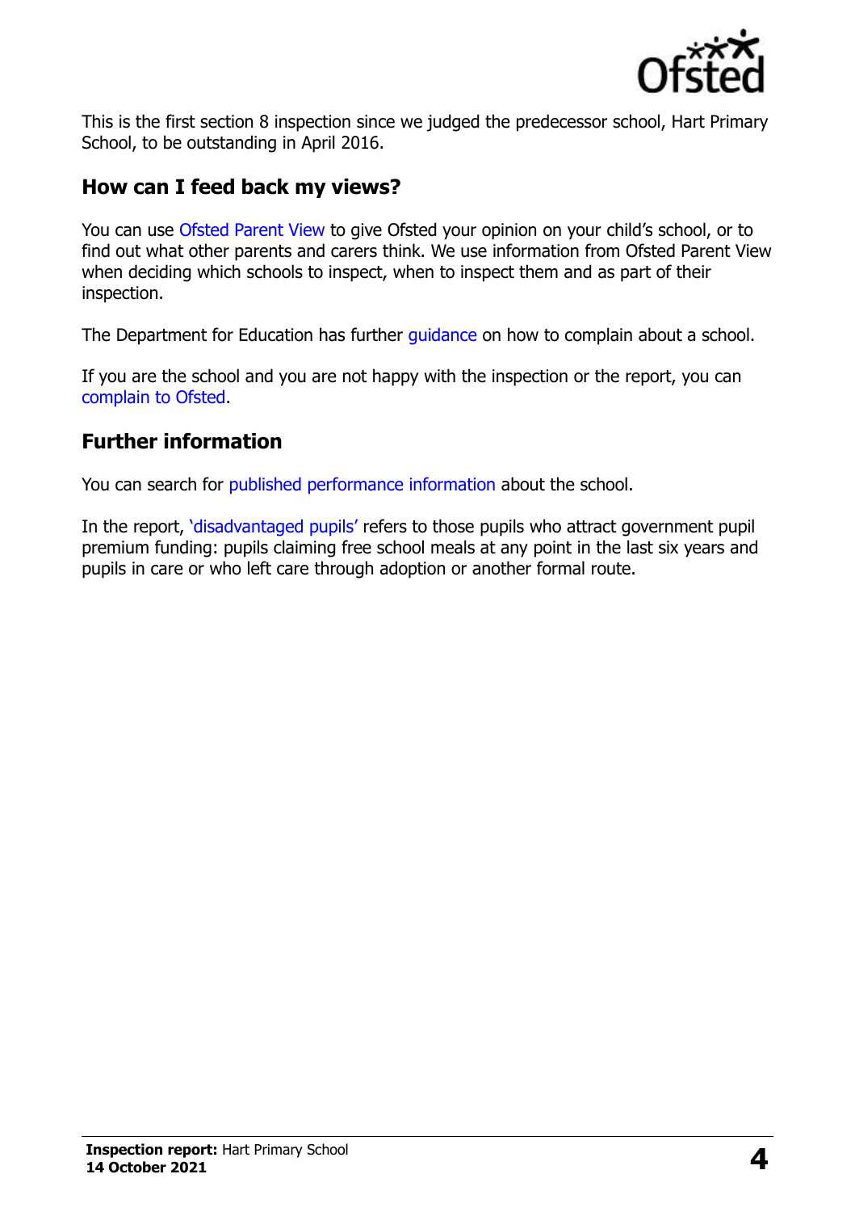This is the first section 8 inspection since we judged the predecessor school, Hart Primary School, to be outstanding in April 2016.

## How can I feed back my views?

You can use Ofsted Parent View to give Ofsted your opinion on your child's school, or to find out what other parents and carers think. We use information from Ofsted Parent View when deciding which schools to inspect, when to inspect them and as part of their inspection.

The Department for Education has further guidance on how to complain about a school.

If you are the school and you are not happy with the inspection or the report, you can complain to Ofsted.

## Further information

You can search for published performance information about the school.

In the report, 'disadvantaged pupils' refers to those pupils who attract government pupil premium funding: pupils claiming free school meals at any point in the last six years and pupils in care or who left care through adoption or another formal route.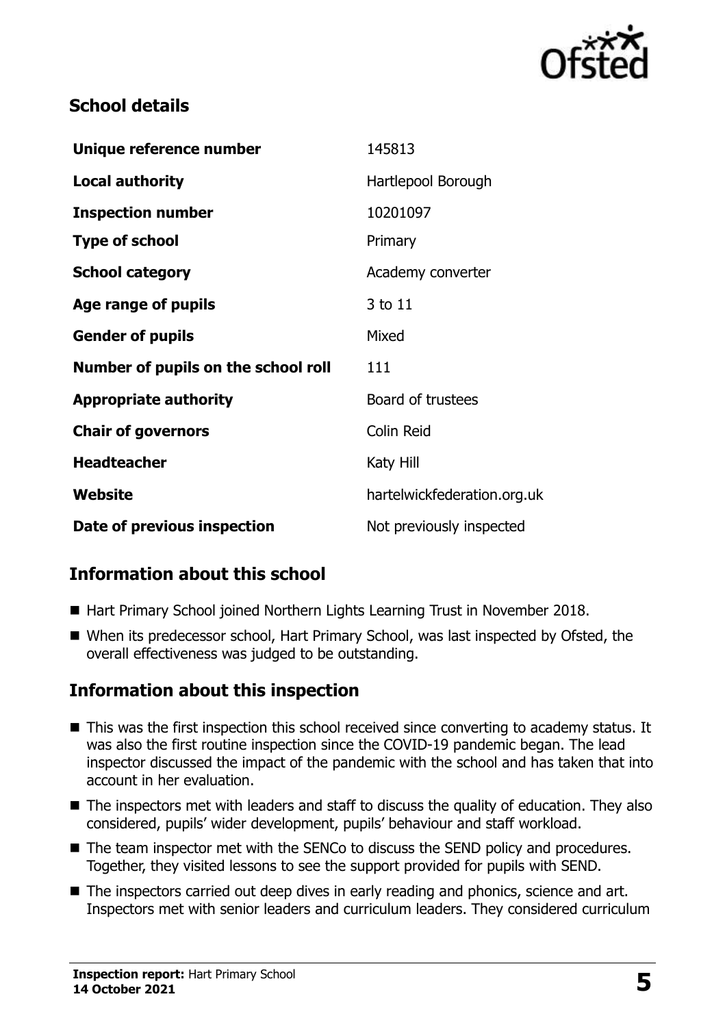## School details

| | |
|---|---|
| **Unique reference number** | 145813 |
| **Local authority** | Hartlepool Borough |
| **Inspection number** | 10201097 |
| **Type of school** | Primary |
| **School category** | Academy converter |
| **Age range of pupils** | 3 to 11 |
| **Gender of pupils** | Mixed |
| **Number of pupils on the school roll** | 111 |
| **Appropriate authority** | Board of trustees |
| **Chair of governors** | Colin Reid |
| **Headteacher** | Katy Hill |
| **Website** | hartelwickfederation.org.uk |
| **Date of previous inspection** | Not previously inspected |

## Information about this school

- Hart Primary School joined Northern Lights Learning Trust in November 2018.
- When its predecessor school, Hart Primary School, was last inspected by Ofsted, the overall effectiveness was judged to be outstanding.

## Information about this inspection

- This was the first inspection this school received since converting to academy status. It was also the first routine inspection since the COVID-19 pandemic began. The lead inspector discussed the impact of the pandemic with the school and has taken that into account in her evaluation.
- The inspectors met with leaders and staff to discuss the quality of education. They also considered, pupils' wider development, pupils' behaviour and staff workload.
- The team inspector met with the SENCo to discuss the SEND policy and procedures. Together, they visited lessons to see the support provided for pupils with SEND.
- The inspectors carried out deep dives in early reading and phonics, science and art. Inspectors met with senior leaders and curriculum leaders. They considered curriculum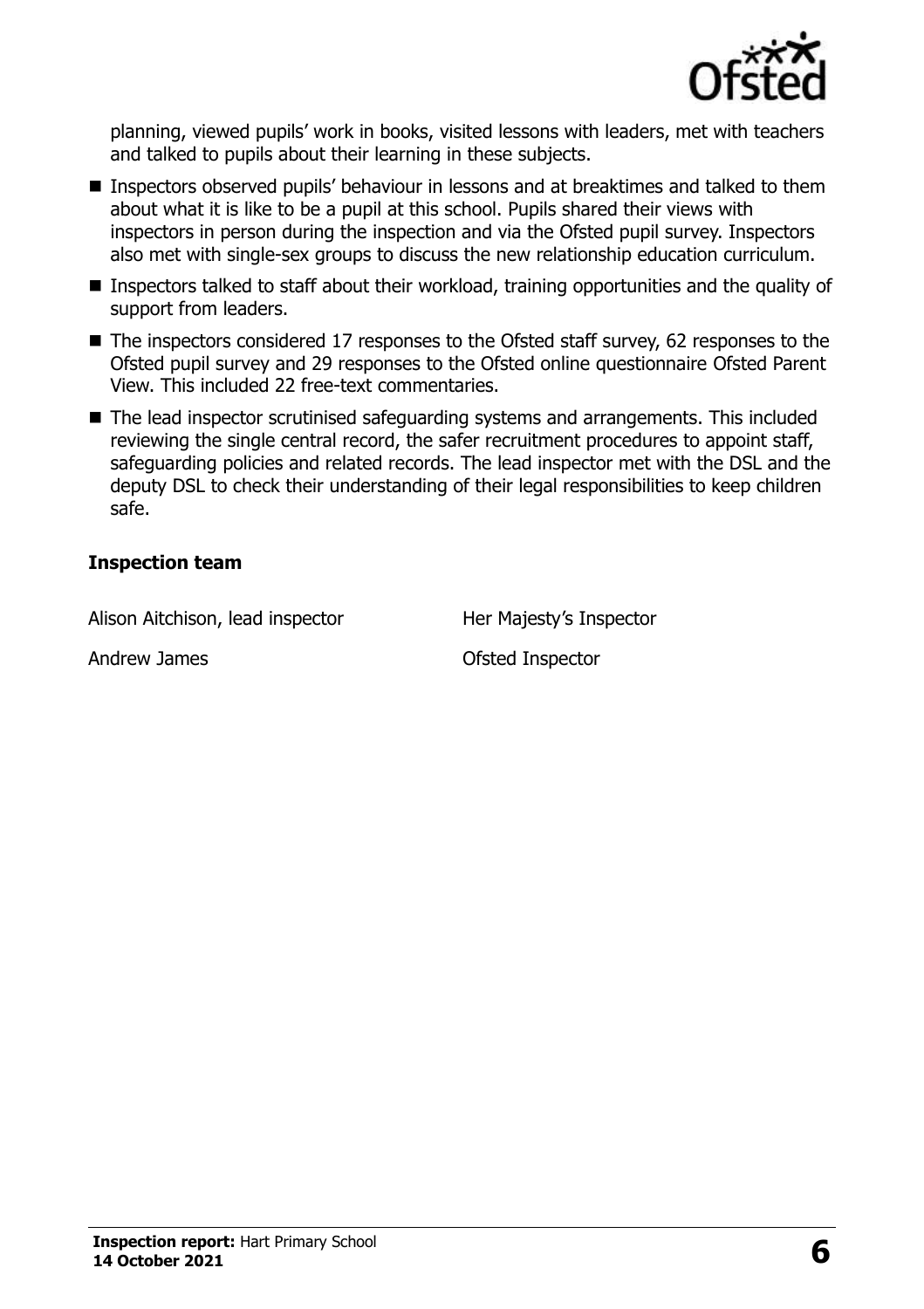planning, viewed pupils' work in books, visited lessons with leaders, met with teachers and talked to pupils about their learning in these subjects.

- Inspectors observed pupils' behaviour in lessons and at breaktimes and talked to them about what it is like to be a pupil at this school. Pupils shared their views with inspectors in person during the inspection and via the Ofsted pupil survey. Inspectors also met with single-sex groups to discuss the new relationship education curriculum.
- Inspectors talked to staff about their workload, training opportunities and the quality of support from leaders.
- The inspectors considered 17 responses to the Ofsted staff survey, 62 responses to the Ofsted pupil survey and 29 responses to the Ofsted online questionnaire Ofsted Parent View. This included 22 free-text commentaries.
- The lead inspector scrutinised safeguarding systems and arrangements. This included reviewing the single central record, the safer recruitment procedures to appoint staff, safeguarding policies and related records. The lead inspector met with the DSL and the deputy DSL to check their understanding of their legal responsibilities to keep children safe.

### Inspection team

| | |
|---|---|
| Alison Aitchison, lead inspector | Her Majesty's Inspector |
| Andrew James | Ofsted Inspector |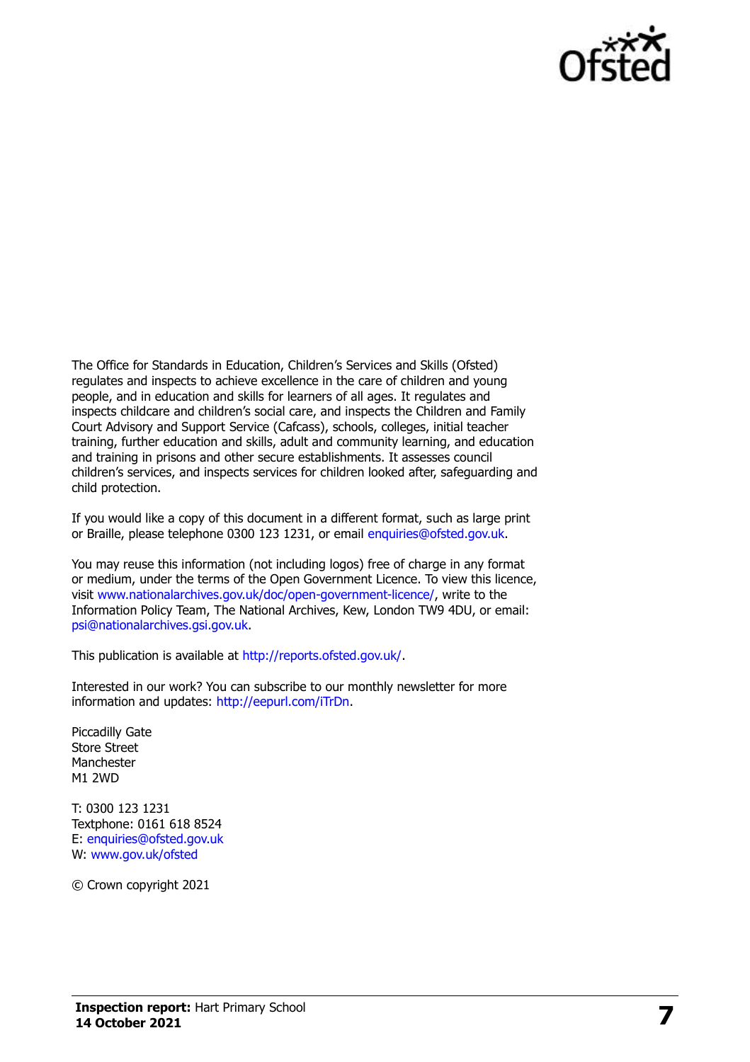The Office for Standards in Education, Children's Services and Skills (Ofsted) regulates and inspects to achieve excellence in the care of children and young people, and in education and skills for learners of all ages. It regulates and inspects childcare and children's social care, and inspects the Children and Family Court Advisory and Support Service (Cafcass), schools, colleges, initial teacher training, further education and skills, adult and community learning, and education and training in prisons and other secure establishments. It assesses council children's services, and inspects services for children looked after, safeguarding and child protection.

If you would like a copy of this document in a different format, such as large print or Braille, please telephone 0300 123 1231, or email enquiries@ofsted.gov.uk.

You may reuse this information (not including logos) free of charge in any format or medium, under the terms of the Open Government Licence. To view this licence, visit www.nationalarchives.gov.uk/doc/open-government-licence/, write to the Information Policy Team, The National Archives, Kew, London TW9 4DU, or email: psi@nationalarchives.gsi.gov.uk.

This publication is available at http://reports.ofsted.gov.uk/.

Interested in our work? You can subscribe to our monthly newsletter for more information and updates: http://eepurl.com/iTrDn.

Piccadilly Gate
Store Street
Manchester
M1 2WD

T: 0300 123 1231
Textphone: 0161 618 8524
E: enquiries@ofsted.gov.uk
W: www.gov.uk/ofsted

© Crown copyright 2021